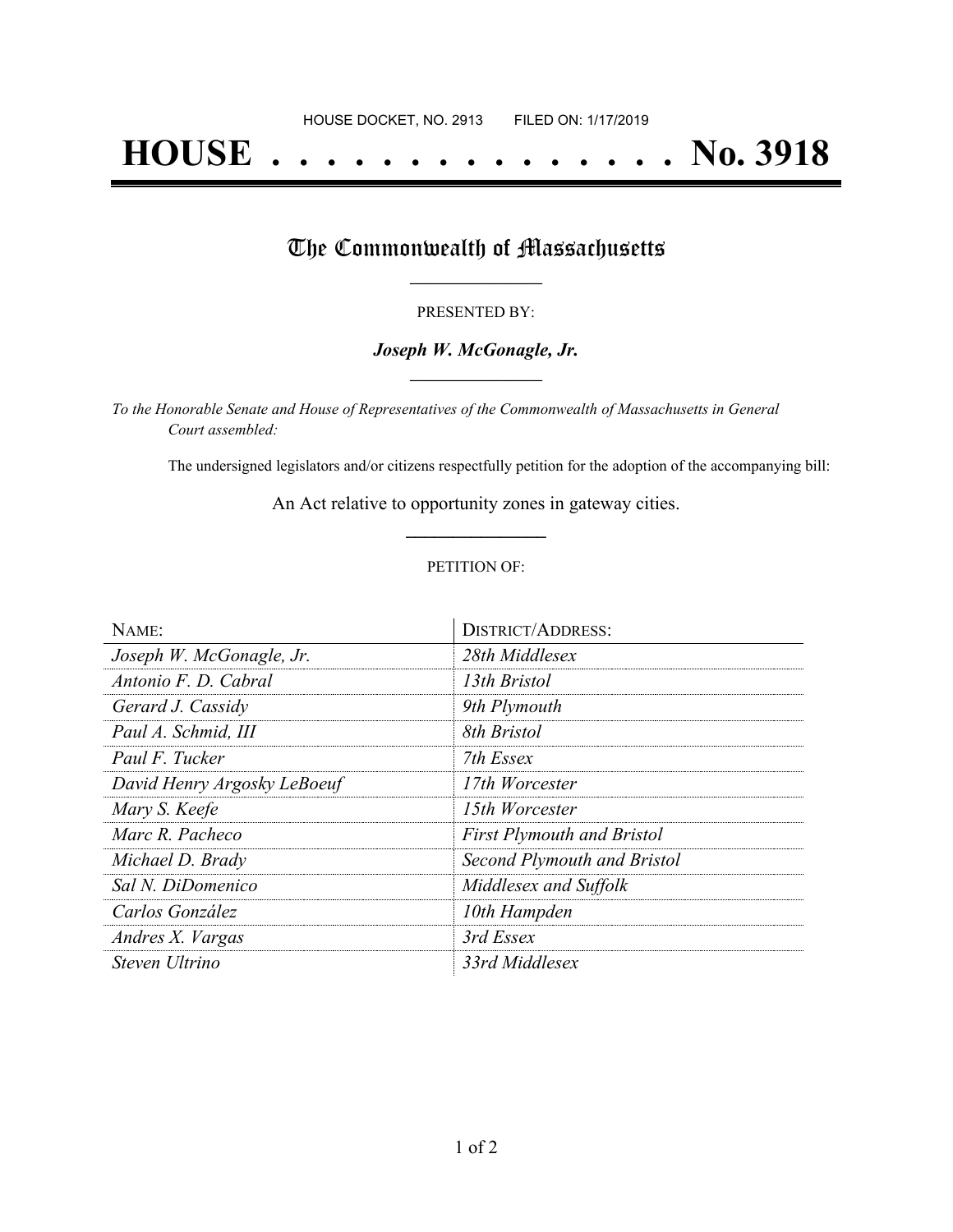HOUSE DOCKET, NO. 2913 FILED ON: 1/17/2019

# HOUSE . . . . . . . . . . . . . . . No. 3918

## The Commonwealth of Massachusetts

PRESENTED BY:

***Joseph W. McGonagle, Jr.***

*To the Honorable Senate and House of Representatives of the Commonwealth of Massachusetts in General Court assembled:*

The undersigned legislators and/or citizens respectfully petition for the adoption of the accompanying bill:

An Act relative to opportunity zones in gateway cities.

PETITION OF:

| NAME: | DISTRICT/ADDRESS: |
| --- | --- |
| *Joseph W. McGonagle, Jr.* | *28th Middlesex* |
| *Antonio F. D. Cabral* | *13th Bristol* |
| *Gerard J. Cassidy* | *9th Plymouth* |
| *Paul A. Schmid, III* | *8th Bristol* |
| *Paul F. Tucker* | *7th Essex* |
| *David Henry Argosky LeBoeuf* | *17th Worcester* |
| *Mary S. Keefe* | *15th Worcester* |
| *Marc R. Pacheco* | *First Plymouth and Bristol* |
| *Michael D. Brady* | *Second Plymouth and Bristol* |
| *Sal N. DiDomenico* | *Middlesex and Suffolk* |
| *Carlos González* | *10th Hampden* |
| *Andres X. Vargas* | *3rd Essex* |
| *Steven Ultrino* | *33rd Middlesex* |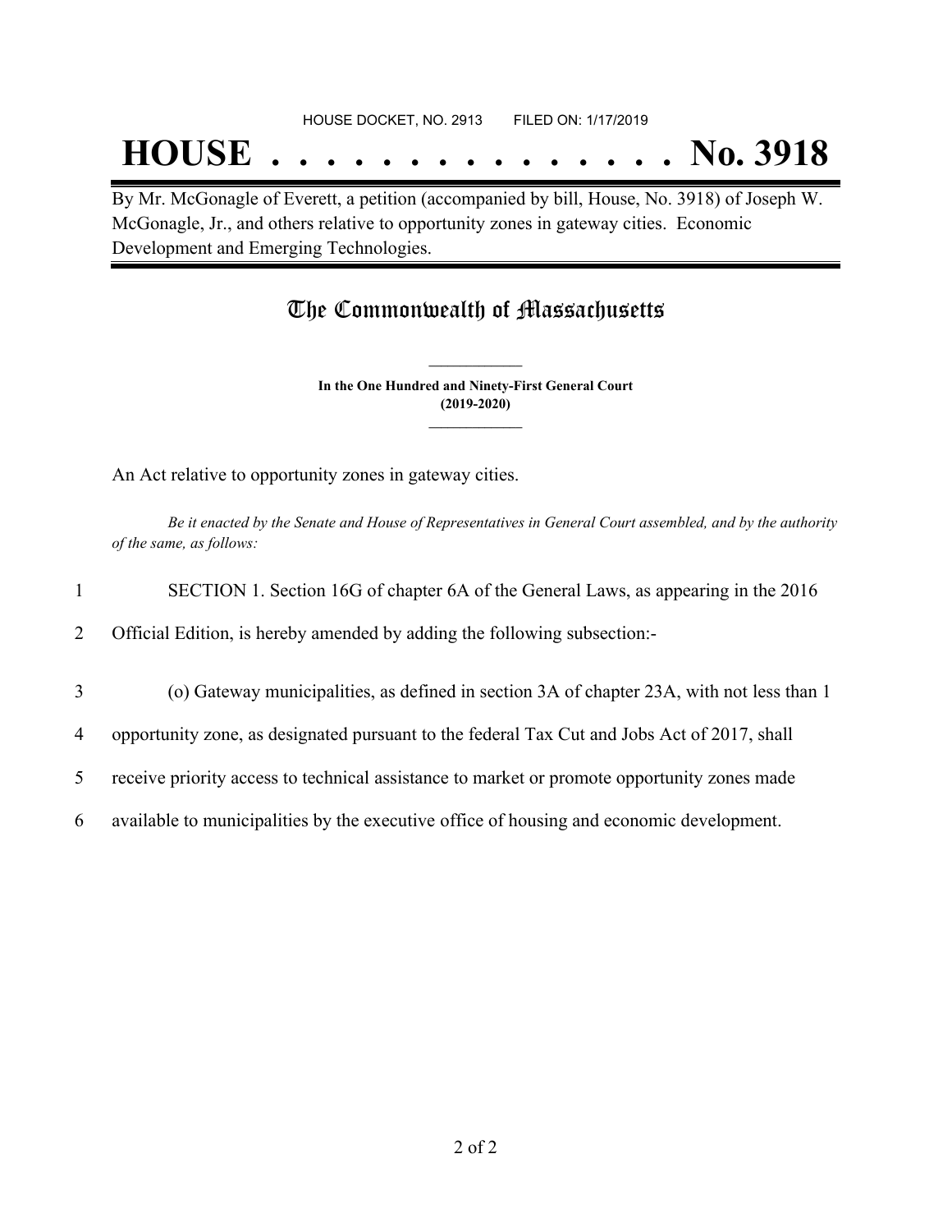HOUSE DOCKET, NO. 2913 FILED ON: 1/17/2019

# HOUSE . . . . . . . . . . . . . . . No. 3918

By Mr. McGonagle of Everett, a petition (accompanied by bill, House, No. 3918) of Joseph W. McGonagle, Jr., and others relative to opportunity zones in gateway cities. Economic Development and Emerging Technologies.

## The Commonwealth of Massachusetts

**In the One Hundred and Ninety-First General Court**
**(2019-2020)**

An Act relative to opportunity zones in gateway cities.

*Be it enacted by the Senate and House of Representatives in General Court assembled, and by the authority of the same, as follows:*

1 SECTION 1. Section 16G of chapter 6A of the General Laws, as appearing in the 2016
2 Official Edition, is hereby amended by adding the following subsection:-

3 (o) Gateway municipalities, as defined in section 3A of chapter 23A, with not less than 1
4 opportunity zone, as designated pursuant to the federal Tax Cut and Jobs Act of 2017, shall
5 receive priority access to technical assistance to market or promote opportunity zones made
6 available to municipalities by the executive office of housing and economic development.